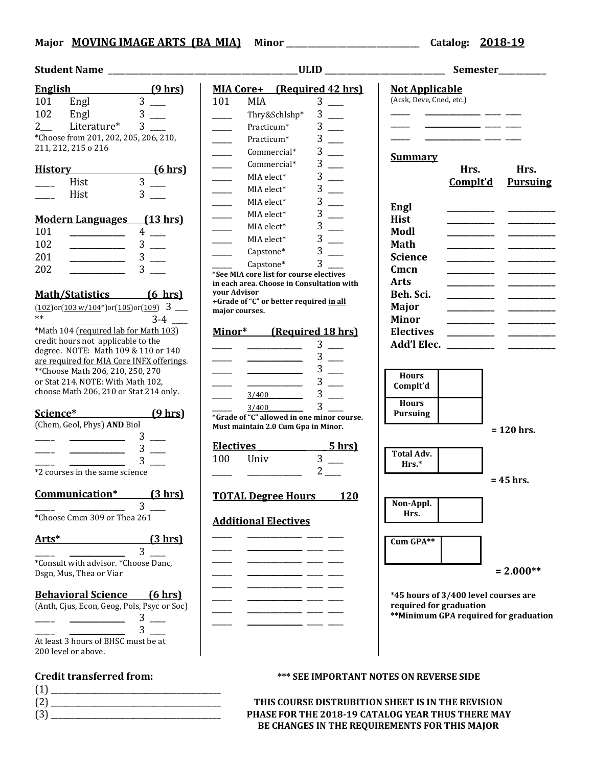**Major MOVING IMAGE ARTS (BA MIA)** **Minor** ______________________________ **Catalog: 2018-19**

**Student Name** _____________________________________________ **ULID** ___________________________ **Semester**___________

### English (9 hrs)

| | | |
|---|---|---|
| 101 | Engl | 3 ___ |
| 102 | Engl | 3 ___ |
| 2___ | Literature* | 3 ___ |

*Choose from 201, 202, 205, 206, 210, 211, 212, 215 o 216

### History (6 hrs)

| | | |
|---|---|---|
| ____ | Hist | 3 ___ |
| ____ | Hist | 3 ___ |

### Modern Languages (13 hrs)

| | | |
|---|---|---|
| 101 | ___________ | 4 ___ |
| 102 | ___________ | 3 ___ |
| 201 | ___________ | 3 ___ |
| 202 | ___________ | 3 ___ |

### Math/Statistics (6 hrs)

(102)or(103 w/104*)or(105)or(109) 3 ___

** ____________ 3-4 ___

*Math 104 (required lab for Math 103) credit hours not applicable to the degree. NOTE: Math 109 & 110 or 140 are required for MIA Core INFX offerings.

**Choose Math 206, 210, 250, 270 or Stat 214. NOTE: With Math 102, choose Math 206, 210 or Stat 214 only.

### Science* (9 hrs)

(Chem, Geol, Phys) **AND** Biol

| | | |
|---|---|---|
| ____ | ___________ | 3 ___ |
| ____ | ___________ | 3 ___ |
| ____ | ___________ | 3 ___ |

*2 courses in the same science

### Communication* (3 hrs)

____ ___________ 3 ___

*Choose Cmcn 309 or Thea 261

### Arts* (3 hrs)

____ ___________ 3 ___

*Consult with advisor. *Choose Danc, Dsgn, Mus, Thea or Viar

### Behavioral Science (6 hrs)

(Anth, Cjus, Econ, Geog, Pols, Psyc or Soc)

| | | |
|---|---|---|
| ____ | ___________ | 3 ___ |
| ____ | ___________ | 3 ___ |

At least 3 hours of BHSC must be at 200 level or above.

### MIA Core+ (Required 42 hrs)

| | | |
|---|---|---|
| 101 | MIA | 3 ___ |
| ____ | Thry&Schlshp* | 3 ___ |
| ____ | Practicum* | 3 ___ |
| ____ | Practicum* | 3 ___ |
| ____ | Commercial* | 3 ___ |
| ____ | Commercial* | 3 ___ |
| ____ | MIA elect* | 3 ___ |
| ____ | MIA elect* | 3 ___ |
| ____ | MIA elect* | 3 ___ |
| ____ | MIA elect* | 3 ___ |
| ____ | MIA elect* | 3 ___ |
| ____ | MIA elect* | 3 ___ |
| ____ | Capstone* | 3 ___ |
| ____ | Capstone* | 3 ___ |

**\*See MIA core list for course electives in each area. Choose in Consultation with your Advisor**
**+Grade of "C" or better required in all major courses.**

### Minor* (Required 18 hrs)

| | | |
|---|---|---|
| ____ | ___________ | 3 ___ |
| ____ | ___________ | 3 ___ |
| ____ | ___________ | 3 ___ |
| ____ | ___________ | 3 ___ |
| ____ | 3/400___ | 3 ___ |
| ____ | 3/400___ | 3 ___ |

**\*Grade of "C" allowed in one minor course. Must maintain 2.0 Cum Gpa in Minor.**

### Electives ___________ 5 hrs)

| | | |
|---|---|---|
| 100 | Univ | 3 ___ |
| ____ | ___________ | 2 ___ |

### TOTAL Degree Hours 120

### Additional Electives

| | | | |
|---|---|---|---|
| ____ | ___________ | ___ | ___ |
| ____ | ___________ | ___ | ___ |
| ____ | ___________ | ___ | ___ |
| ____ | ___________ | ___ | ___ |
| ____ | ___________ | ___ | ___ |
| ____ | ___________ | ___ | ___ |
| ____ | ___________ | ___ | ___ |
| ____ | ___________ | ___ | ___ |

### Not Applicable

(Acsk, Deve, Cned, etc.)

| | | | |
|---|---|---|---|
| ____ | ___________ | ___ | ___ |
| ____ | ___________ | ___ | ___ |
| ____ | ___________ | ___ | ___ |

### Summary

| | Hrs. Complt'd | Hrs. Pursuing |
|---|---|---|
| **Engl** | ________ | ________ |
| **Hist** | ________ | ________ |
| **Modl** | ________ | ________ |
| **Math** | ________ | ________ |
| **Science** | ________ | ________ |
| **Cmcn** | ________ | ________ |
| **Arts** | ________ | ________ |
| **Beh. Sci.** | ________ | ________ |
| **Major** | ________ | ________ |
| **Minor** | ________ | ________ |
| **Electives** | ________ | ________ |
| **Add'l Elec.** | ________ | ________ |

| | |
|---|---|
| **Hours Complt'd** | |
| **Hours Pursuing** | |

**= 120 hrs.**

| | |
|---|---|
| **Total Adv. Hrs.*** | |

**= 45 hrs.**

| | |
|---|---|
| **Non-Appl. Hrs.** | |

| | |
|---|---|
| **Cum GPA**** | |

**= 2.000****

**\*45 hours of 3/400 level courses are required for graduation**
**\*\*Minimum GPA required for graduation**

### Credit transferred from:

(1) ________________________________________
(2) ________________________________________
(3) ________________________________________

**\*\*\* SEE IMPORTANT NOTES ON REVERSE SIDE**

**THIS COURSE DISTRUBITION SHEET IS IN THE REVISION PHASE FOR THE 2018-19 CATALOG YEAR THUS THERE MAY BE CHANGES IN THE REQUIREMENTS FOR THIS MAJOR**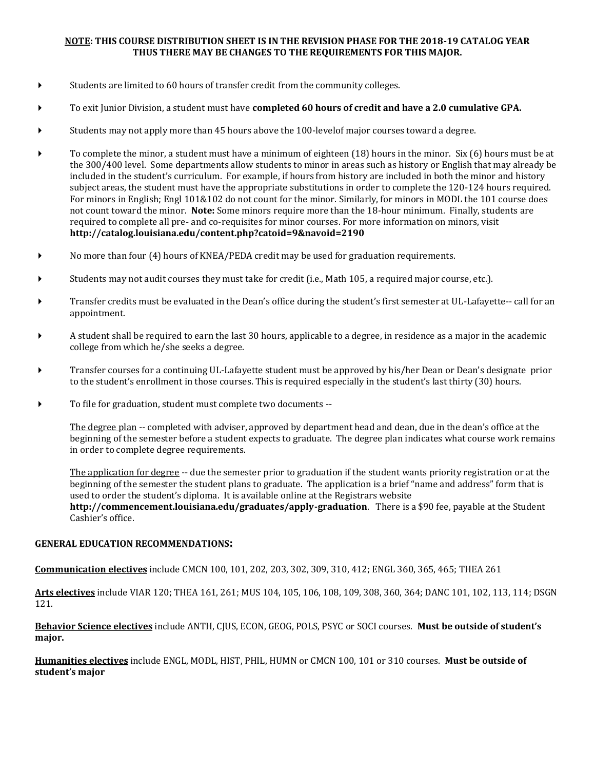**NOTE: THIS COURSE DISTRIBUTION SHEET IS IN THE REVISION PHASE FOR THE 2018-19 CATALOG YEAR THUS THERE MAY BE CHANGES TO THE REQUIREMENTS FOR THIS MAJOR.**

- Students are limited to 60 hours of transfer credit from the community colleges.
- To exit Junior Division, a student must have **completed 60 hours of credit and have a 2.0 cumulative GPA.**
- Students may not apply more than 45 hours above the 100-levelof major courses toward a degree.
- To complete the minor, a student must have a minimum of eighteen (18) hours in the minor. Six (6) hours must be at the 300/400 level. Some departments allow students to minor in areas such as history or English that may already be included in the student's curriculum. For example, if hours from history are included in both the minor and history subject areas, the student must have the appropriate substitutions in order to complete the 120-124 hours required. For minors in English; Engl 101&102 do not count for the minor. Similarly, for minors in MODL the 101 course does not count toward the minor. **Note:** Some minors require more than the 18-hour minimum. Finally, students are required to complete all pre- and co-requisites for minor courses. For more information on minors, visit **http://catalog.louisiana.edu/content.php?catoid=9&navoid=2190**
- No more than four (4) hours of KNEA/PEDA credit may be used for graduation requirements.
- Students may not audit courses they must take for credit (i.e., Math 105, a required major course, etc.).
- Transfer credits must be evaluated in the Dean's office during the student's first semester at UL-Lafayette-- call for an appointment.
- A student shall be required to earn the last 30 hours, applicable to a degree, in residence as a major in the academic college from which he/she seeks a degree.
- Transfer courses for a continuing UL-Lafayette student must be approved by his/her Dean or Dean's designate prior to the student's enrollment in those courses. This is required especially in the student's last thirty (30) hours.
- To file for graduation, student must complete two documents --

  The degree plan -- completed with adviser, approved by department head and dean, due in the dean's office at the beginning of the semester before a student expects to graduate. The degree plan indicates what course work remains in order to complete degree requirements.

  The application for degree -- due the semester prior to graduation if the student wants priority registration or at the beginning of the semester the student plans to graduate. The application is a brief "name and address" form that is used to order the student's diploma. It is available online at the Registrars website **http://commencement.louisiana.edu/graduates/apply-graduation**. There is a $90 fee, payable at the Student Cashier's office.

**GENERAL EDUCATION RECOMMENDATIONS:**

**Communication electives** include CMCN 100, 101, 202, 203, 302, 309, 310, 412; ENGL 360, 365, 465; THEA 261

**Arts electives** include VIAR 120; THEA 161, 261; MUS 104, 105, 106, 108, 109, 308, 360, 364; DANC 101, 102, 113, 114; DSGN 121.

**Behavior Science electives** include ANTH, CJUS, ECON, GEOG, POLS, PSYC or SOCI courses. **Must be outside of student's major.**

**Humanities electives** include ENGL, MODL, HIST, PHIL, HUMN or CMCN 100, 101 or 310 courses. **Must be outside of student's major**